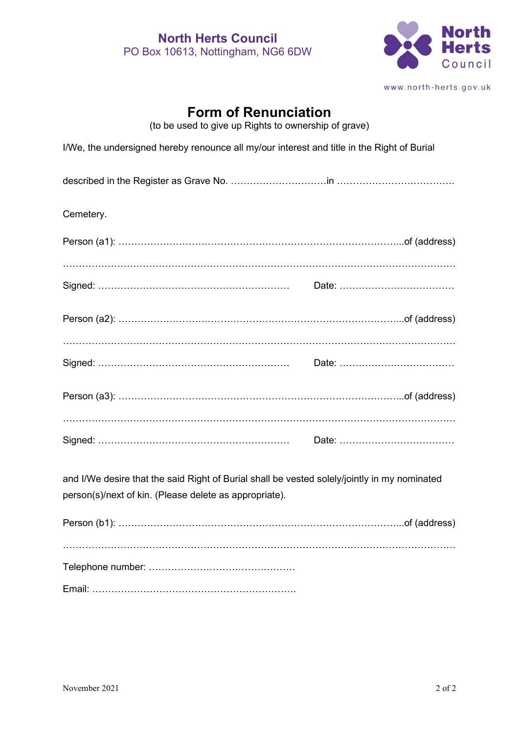North Herts Council
PO Box 10613, Nottingham, NG6 6DW

www.north-herts.gov.uk

# Form of Renunciation

(to be used to give up Rights to ownership of grave)

I/We, the undersigned hereby renounce all my/our interest and title in the Right of Burial

described in the Register as Grave No. ………………………….in ……………………………….

Cemetery.

Person (a1): ……………………………………………………………………………...of (address)

……………………………………………………………………………………………………………

Signed: …………………………………………………… Date: ………………………………

Person (a2): ……………………………………………………………………………...of (address)

……………………………………………………………………………………………………………

Signed: …………………………………………………… Date: ………………………………

Person (a3): ……………………………………………………………………………...of (address)

……………………………………………………………………………………………………………

Signed: …………………………………………………… Date: ………………………………

and I/We desire that the said Right of Burial shall be vested solely/jointly in my nominated person(s)/next of kin. (Please delete as appropriate).

Person (b1): ……………………………………………………………………………...of (address)

……………………………………………………………………………………………………………

Telephone number: ……………………………………….

Email: ……………………………………………………….

November 2021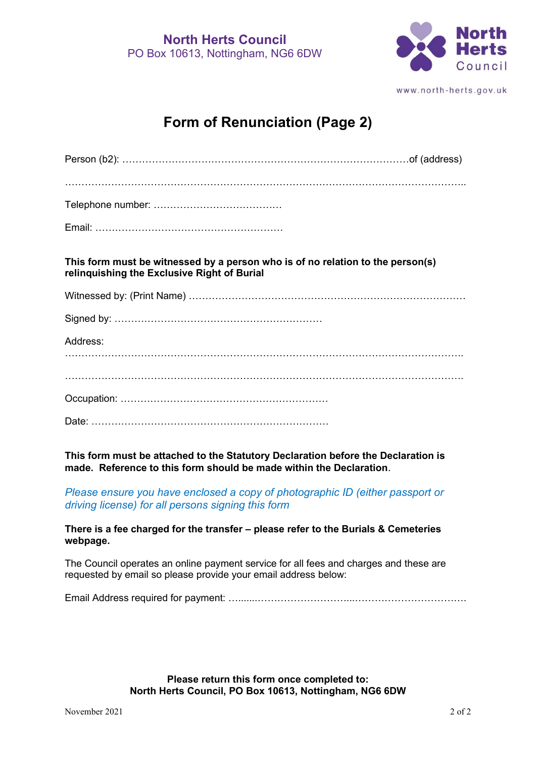North Herts Council
PO Box 10613, Nottingham, NG6 6DW

North Herts Council

www.north-herts.gov.uk

# Form of Renunciation (Page 2)

Person (b2): …………………………………………………………………………of (address)

…………………………………………………………………………………………………………..

Telephone number: …………………………………

Email: …………………………………………………

**This form must be witnessed by a person who is of no relation to the person(s) relinquishing the Exclusive Right of Burial**

Witnessed by: (Print Name) ………………………………………………………………………

Signed by: ………………………………………………………

Address:
……………………………………………………………………………………………………….

……………………………………………………………………………………………………….

Occupation: ……………………………………………………

Date: ……………………………………………………………

**This form must be attached to the Statutory Declaration before the Declaration is made. Reference to this form should be made within the Declaration**.

*Please ensure you have enclosed a copy of photographic ID (either passport or driving license) for all persons signing this form*

**There is a fee charged for the transfer – please refer to the Burials & Cemeteries webpage.**

The Council operates an online payment service for all fees and charges and these are requested by email so please provide your email address below:

Email Address required for payment: ……………………………………………………………

**Please return this form once completed to:**
**North Herts Council, PO Box 10613, Nottingham, NG6 6DW**

November 2021